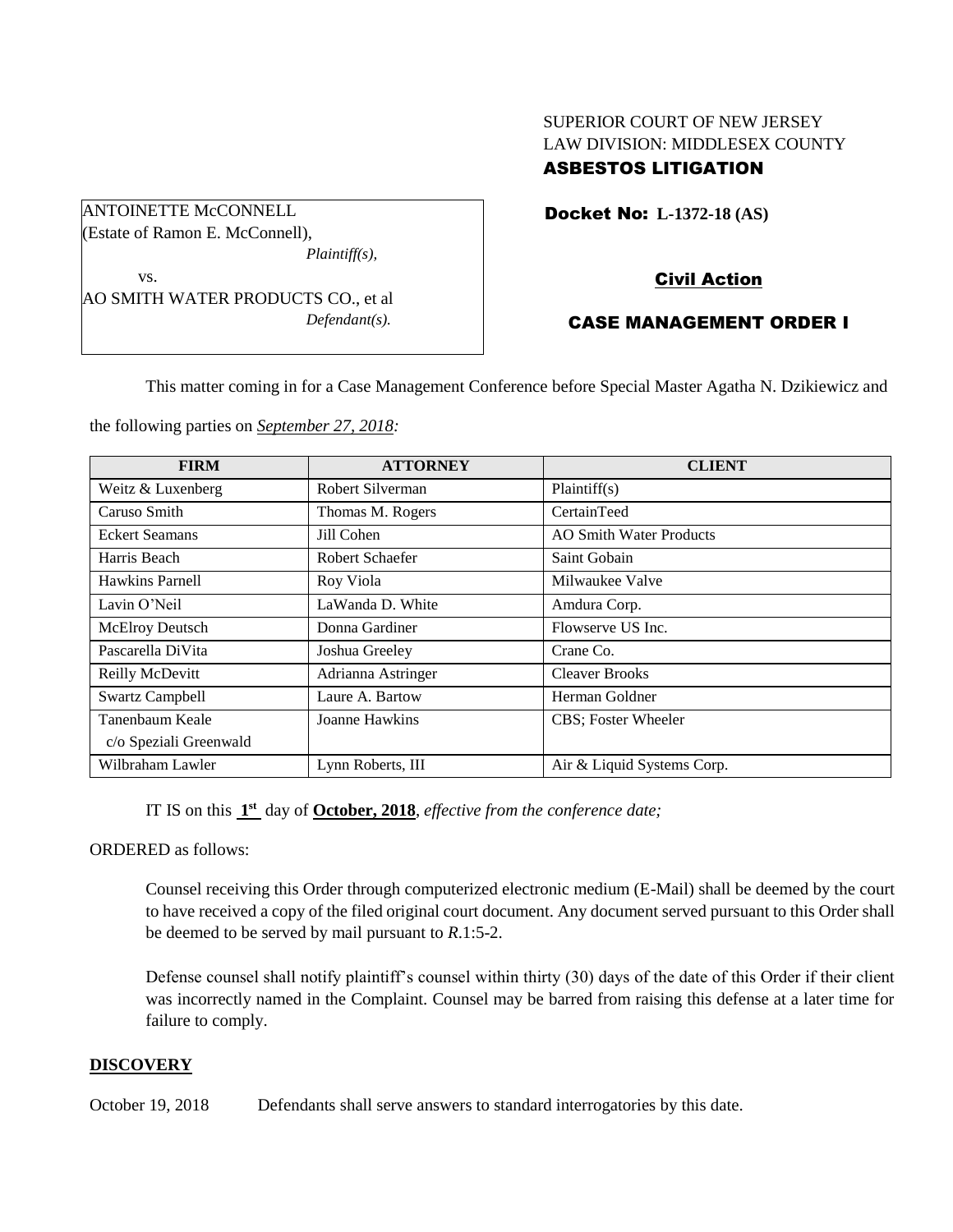SUPERIOR COURT OF NEW JERSEY
LAW DIVISION: MIDDLESEX COUNTY
**ASBESTOS LITIGATION**

ANTOINETTE McCONNELL
(Estate of Ramon E. McConnell),
*Plaintiff(s),*
vs.
AO SMITH WATER PRODUCTS CO., et al
*Defendant(s).*

**Docket No: L-1372-18 (AS)**

**Civil Action**

**CASE MANAGEMENT ORDER I**

This matter coming in for a Case Management Conference before Special Master Agatha N. Dzikiewicz and the following parties on *September 27, 2018:*

| FIRM | ATTORNEY | CLIENT |
|---|---|---|
| Weitz & Luxenberg | Robert Silverman | Plaintiff(s) |
| Caruso Smith | Thomas M. Rogers | CertainTeed |
| Eckert Seamans | Jill Cohen | AO Smith Water Products |
| Harris Beach | Robert Schaefer | Saint Gobain |
| Hawkins Parnell | Roy Viola | Milwaukee Valve |
| Lavin O'Neil | LaWanda D. White | Amdura Corp. |
| McElroy Deutsch | Donna Gardiner | Flowserve US Inc. |
| Pascarella DiVita | Joshua Greeley | Crane Co. |
| Reilly McDevitt | Adrianna Astringer | Cleaver Brooks |
| Swartz Campbell | Laure A. Bartow | Herman Goldner |
| Tanenbaum Keale c/o Speziali Greenwald | Joanne Hawkins | CBS; Foster Wheeler |
| Wilbraham Lawler | Lynn Roberts, III | Air & Liquid Systems Corp. |

IT IS on this **1st** day of **October, 2018**, *effective from the conference date;*

ORDERED as follows:

Counsel receiving this Order through computerized electronic medium (E-Mail) shall be deemed by the court to have received a copy of the filed original court document. Any document served pursuant to this Order shall be deemed to be served by mail pursuant to *R*.1:5-2.

Defense counsel shall notify plaintiff's counsel within thirty (30) days of the date of this Order if their client was incorrectly named in the Complaint. Counsel may be barred from raising this defense at a later time for failure to comply.

## DISCOVERY

October 19, 2018 Defendants shall serve answers to standard interrogatories by this date.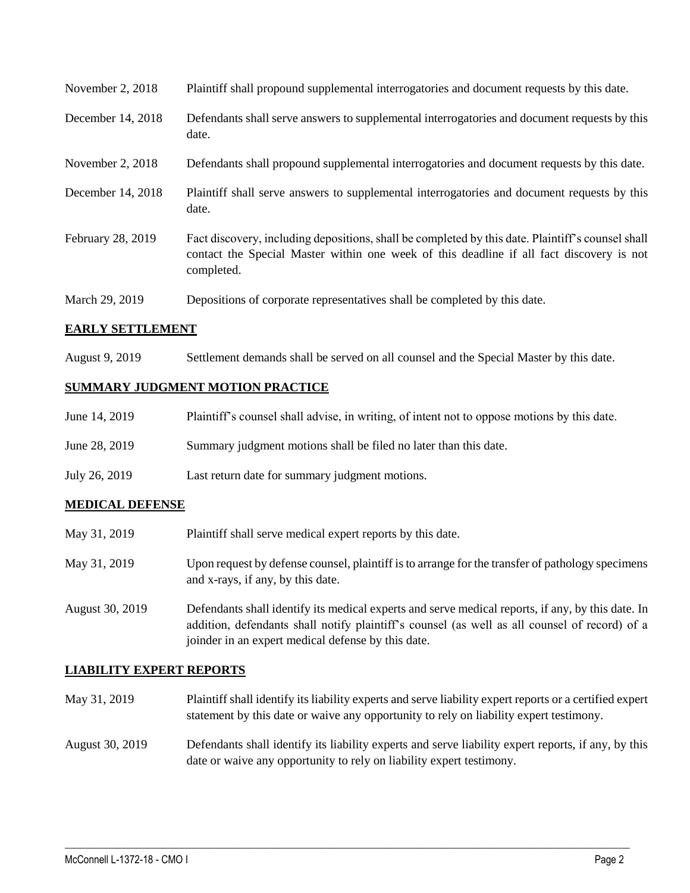| | |
|---|---|
| November 2, 2018 | Plaintiff shall propound supplemental interrogatories and document requests by this date. |
| December 14, 2018 | Defendants shall serve answers to supplemental interrogatories and document requests by this date. |
| November 2, 2018 | Defendants shall propound supplemental interrogatories and document requests by this date. |
| December 14, 2018 | Plaintiff shall serve answers to supplemental interrogatories and document requests by this date. |
| February 28, 2019 | Fact discovery, including depositions, shall be completed by this date. Plaintiff's counsel shall contact the Special Master within one week of this deadline if all fact discovery is not completed. |
| March 29, 2019 | Depositions of corporate representatives shall be completed by this date. |

## EARLY SETTLEMENT

| | |
|---|---|
| August 9, 2019 | Settlement demands shall be served on all counsel and the Special Master by this date. |

## SUMMARY JUDGMENT MOTION PRACTICE

| | |
|---|---|
| June 14, 2019 | Plaintiff's counsel shall advise, in writing, of intent not to oppose motions by this date. |
| June 28, 2019 | Summary judgment motions shall be filed no later than this date. |
| July 26, 2019 | Last return date for summary judgment motions. |

## MEDICAL DEFENSE

| | |
|---|---|
| May 31, 2019 | Plaintiff shall serve medical expert reports by this date. |
| May 31, 2019 | Upon request by defense counsel, plaintiff is to arrange for the transfer of pathology specimens and x-rays, if any, by this date. |
| August 30, 2019 | Defendants shall identify its medical experts and serve medical reports, if any, by this date. In addition, defendants shall notify plaintiff's counsel (as well as all counsel of record) of a joinder in an expert medical defense by this date. |

## LIABILITY EXPERT REPORTS

| | |
|---|---|
| May 31, 2019 | Plaintiff shall identify its liability experts and serve liability expert reports or a certified expert statement by this date or waive any opportunity to rely on liability expert testimony. |
| August 30, 2019 | Defendants shall identify its liability experts and serve liability expert reports, if any, by this date or waive any opportunity to rely on liability expert testimony. |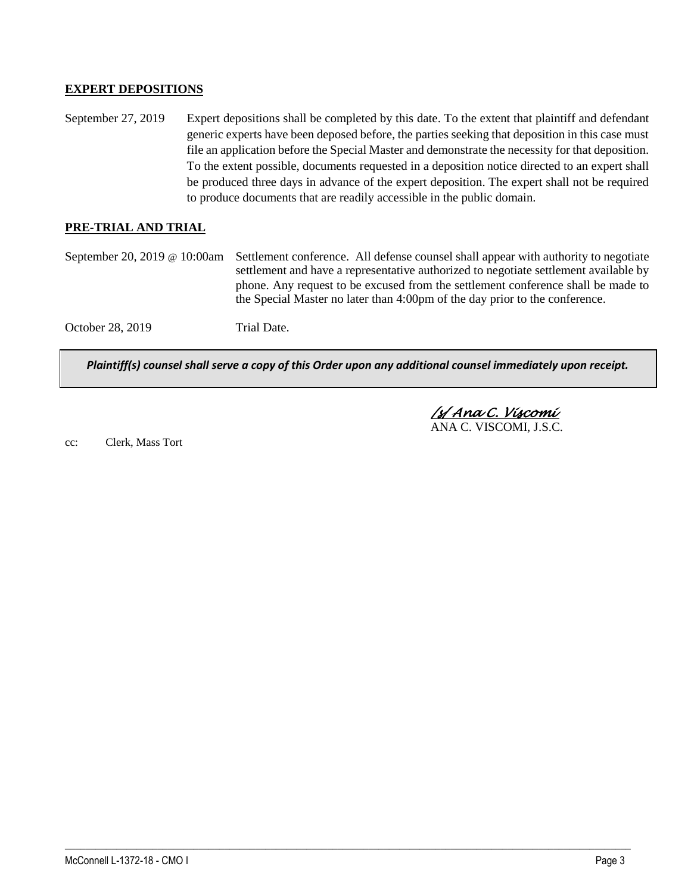**EXPERT DEPOSITIONS**

| | |
|---|---|
| September 27, 2019 | Expert depositions shall be completed by this date. To the extent that plaintiff and defendant generic experts have been deposed before, the parties seeking that deposition in this case must file an application before the Special Master and demonstrate the necessity for that deposition. To the extent possible, documents requested in a deposition notice directed to an expert shall be produced three days in advance of the expert deposition. The expert shall not be required to produce documents that are readily accessible in the public domain. |

**PRE-TRIAL AND TRIAL**

| | |
|---|---|
| September 20, 2019 @ 10:00am | Settlement conference. All defense counsel shall appear with authority to negotiate settlement and have a representative authorized to negotiate settlement available by phone. Any request to be excused from the settlement conference shall be made to the Special Master no later than 4:00pm of the day prior to the conference. |
| October 28, 2019 | Trial Date. |

***Plaintiff(s) counsel shall serve a copy of this Order upon any additional counsel immediately upon receipt.***

*/s/ Ana C. Viscomi*
ANA C. VISCOMI, J.S.C.

cc: Clerk, Mass Tort